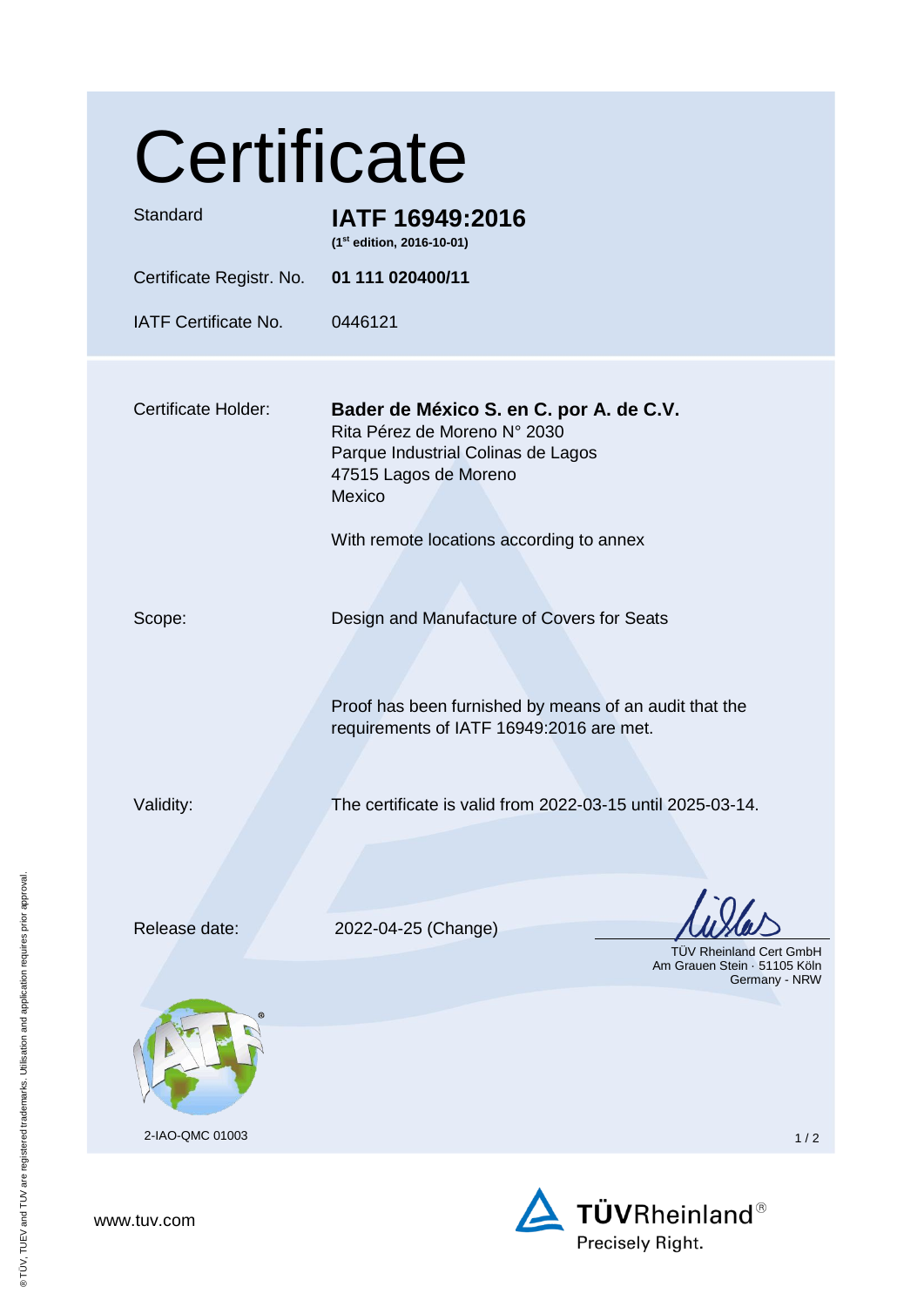# Certificate

| | |
|---|---|
| Standard | **IATF 16949:2016** (1st edition, 2016-10-01) |
| Certificate Registr. No. | **01 111 020400/11** |
| IATF Certificate No. | 0446121 |

Certificate Holder:

**Bader de México S. en C. por A. de C.V.**
Rita Pérez de Moreno N° 2030
Parque Industrial Colinas de Lagos
47515 Lagos de Moreno
Mexico

With remote locations according to annex

Scope: Design and Manufacture of Covers for Seats

Proof has been furnished by means of an audit that the requirements of IATF 16949:2016 are met.

Validity: The certificate is valid from 2022-03-15 until 2025-03-14.

Release date: 2022-04-25 (Change)

TÜV Rheinland Cert GmbH
Am Grauen Stein · 51105 Köln
Germany - NRW

2-IAO-QMC 01003

www.tuv.com

TÜVRheinland®
Precisely Right.

® TÜV, TUEV and TUV are registered trademarks. Utilisation and application requires prior approval.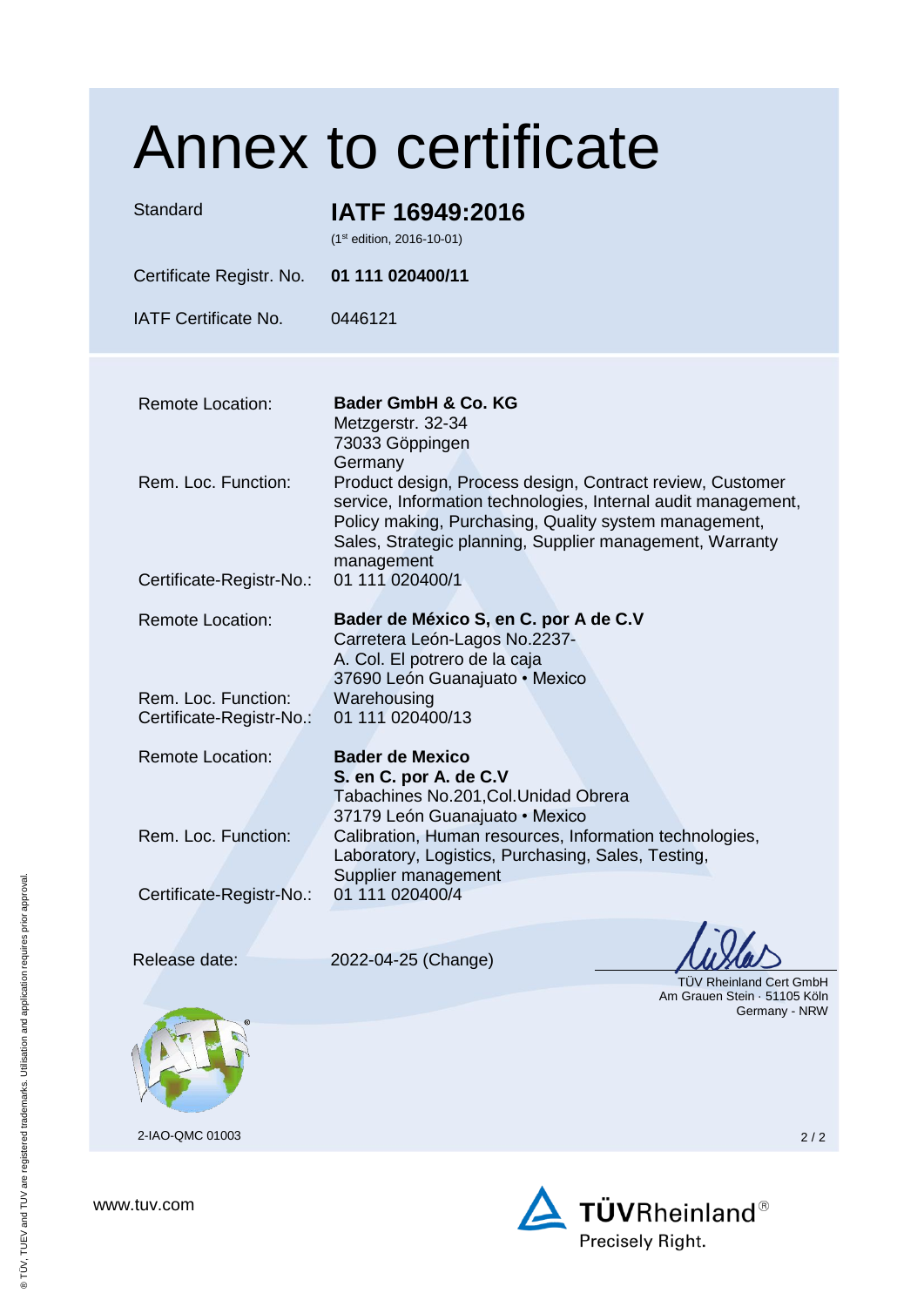# Annex to certificate

Standard **IATF 16949:2016**
(1st edition, 2016-10-01)

Certificate Registr. No. **01 111 020400/11**

IATF Certificate No. 0446121

| | |
|---|---|
| Remote Location: | **Bader GmbH & Co. KG**<br>Metzgerstr. 32-34<br>73033 Göppingen<br>Germany |
| Rem. Loc. Function: | Product design, Process design, Contract review, Customer service, Information technologies, Internal audit management, Policy making, Purchasing, Quality system management, Sales, Strategic planning, Supplier management, Warranty management |
| Certificate-Registr-No.: | 01 111 020400/1 |
| Remote Location: | **Bader de México S, en C. por A de C.V**<br>Carretera León-Lagos No.2237-<br>A. Col. El potrero de la caja<br>37690 León Guanajuato • Mexico |
| Rem. Loc. Function: | Warehousing |
| Certificate-Registr-No.: | 01 111 020400/13 |
| Remote Location: | **Bader de Mexico**<br>**S. en C. por A. de C.V**<br>Tabachines No.201,Col.Unidad Obrera<br>37179 León Guanajuato • Mexico |
| Rem. Loc. Function: | Calibration, Human resources, Information technologies, Laboratory, Logistics, Purchasing, Sales, Testing, Supplier management |
| Certificate-Registr-No.: | 01 111 020400/4 |

Release date: 2022-04-25 (Change)

TÜV Rheinland Cert GmbH
Am Grauen Stein · 51105 Köln
Germany - NRW

2-IAO-QMC 01003

www.tuv.com

TÜVRheinland®
Precisely Right.

® TÜV, TUEV and TUV are registered trademarks. Utilisation and application requires prior approval.